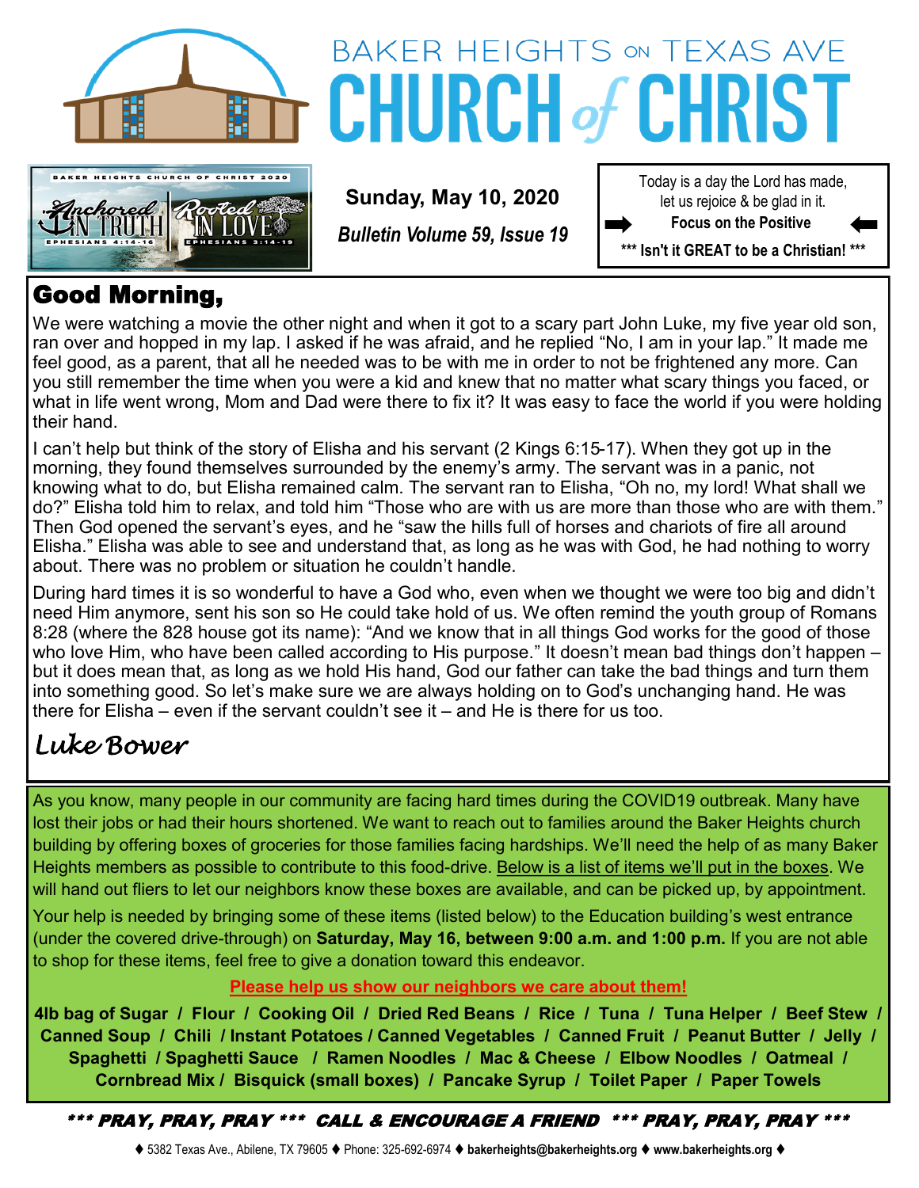# BAKER HEIGHTS ON TEXAS AVE CHURCH of CHRIST

BAKER HEIGHTS CHURCH OF CHRIST 2020 — Anchored IN TRUTH (EPHESIANS 4:14-16) / Rooted IN LOVE (EPHESIANS 3:14-19)

**Sunday, May 10, 2020**

***Bulletin Volume 59, Issue 19***

Today is a day the Lord has made, let us rejoice & be glad in it.

➡ **Focus on the Positive** ⬅

**\*\*\* Isn't it GREAT to be a Christian! \*\*\***

## Good Morning,

We were watching a movie the other night and when it got to a scary part John Luke, my five year old son, ran over and hopped in my lap. I asked if he was afraid, and he replied "No, I am in your lap." It made me feel good, as a parent, that all he needed was to be with me in order to not be frightened any more. Can you still remember the time when you were a kid and knew that no matter what scary things you faced, or what in life went wrong, Mom and Dad were there to fix it? It was easy to face the world if you were holding their hand.

I can't help but think of the story of Elisha and his servant (2 Kings 6:15-17). When they got up in the morning, they found themselves surrounded by the enemy's army. The servant was in a panic, not knowing what to do, but Elisha remained calm. The servant ran to Elisha, "Oh no, my lord! What shall we do?" Elisha told him to relax, and told him "Those who are with us are more than those who are with them." Then God opened the servant's eyes, and he "saw the hills full of horses and chariots of fire all around Elisha." Elisha was able to see and understand that, as long as he was with God, he had nothing to worry about. There was no problem or situation he couldn't handle.

During hard times it is so wonderful to have a God who, even when we thought we were too big and didn't need Him anymore, sent his son so He could take hold of us. We often remind the youth group of Romans 8:28 (where the 828 house got its name): "And we know that in all things God works for the good of those who love Him, who have been called according to His purpose." It doesn't mean bad things don't happen – but it does mean that, as long as we hold His hand, God our father can take the bad things and turn them into something good. So let's make sure we are always holding on to God's unchanging hand. He was there for Elisha – even if the servant couldn't see it – and He is there for us too.

*Luke Bower*

As you know, many people in our community are facing hard times during the COVID19 outbreak. Many have lost their jobs or had their hours shortened. We want to reach out to families around the Baker Heights church building by offering boxes of groceries for those families facing hardships. We'll need the help of as many Baker Heights members as possible to contribute to this food-drive. Below is a list of items we'll put in the boxes. We will hand out fliers to let our neighbors know these boxes are available, and can be picked up, by appointment.

Your help is needed by bringing some of these items (listed below) to the Education building's west entrance (under the covered drive-through) on **Saturday, May 16, between 9:00 a.m. and 1:00 p.m.** If you are not able to shop for these items, feel free to give a donation toward this endeavor.

**Please help us show our neighbors we care about them!**

**4lb bag of Sugar / Flour / Cooking Oil / Dried Red Beans / Rice / Tuna / Tuna Helper / Beef Stew / Canned Soup / Chili / Instant Potatoes / Canned Vegetables / Canned Fruit / Peanut Butter / Jelly / Spaghetti / Spaghetti Sauce / Ramen Noodles / Mac & Cheese / Elbow Noodles / Oatmeal / Cornbread Mix / Bisquick (small boxes) / Pancake Syrup / Toilet Paper / Paper Towels**

***\*\*\* PRAY, PRAY, PRAY \*\*\* CALL & ENCOURAGE A FRIEND \*\*\* PRAY, PRAY, PRAY \*\*\****

♦ 5382 Texas Ave., Abilene, TX 79605 ♦ Phone: 325-692-6974 ♦ **bakerheights@bakerheights.org** ♦ **www.bakerheights.org** ♦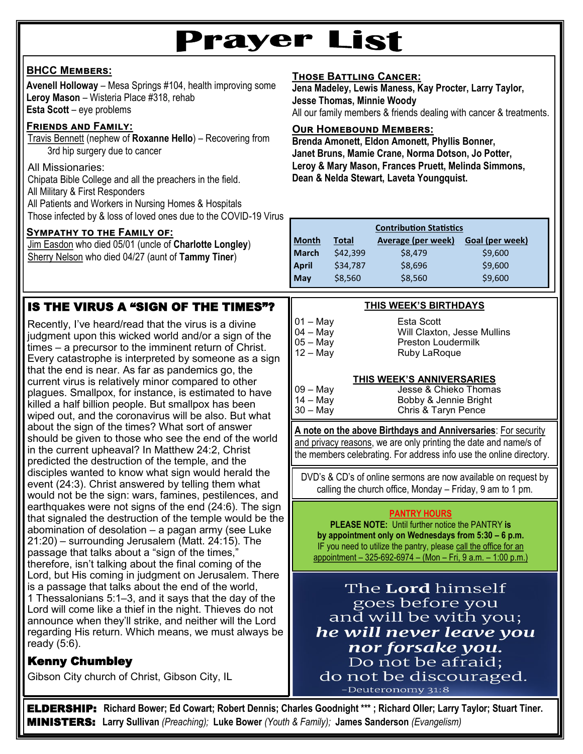# Prayer List

## BHCC Members:

**Avenell Holloway** – Mesa Springs #104, health improving some
**Leroy Mason** – Wisteria Place #318, rehab
**Esta Scott** – eye problems

## Friends and Family:

Travis Bennett (nephew of **Roxanne Hello**) – Recovering from 3rd hip surgery due to cancer

All Missionaries:
Chipata Bible College and all the preachers in the field.
All Military & First Responders
All Patients and Workers in Nursing Homes & Hospitals
Those infected by & loss of loved ones due to the COVID-19 Virus

## Sympathy to the Family of:

Jim Easdon who died 05/01 (uncle of **Charlotte Longley**)
Sherry Nelson who died 04/27 (aunt of **Tammy Tiner**)

## Those Battling Cancer:

**Jena Madeley, Lewis Maness, Kay Procter, Larry Taylor, Jesse Thomas, Minnie Woody**
All our family members & friends dealing with cancer & treatments.

## Our Homebound Members:

**Brenda Amonett, Eldon Amonett, Phyllis Bonner, Janet Bruns, Mamie Crane, Norma Dotson, Jo Potter, Leroy & Mary Mason, Frances Pruett, Melinda Simmons, Dean & Nelda Stewart, Laveta Youngquist.**

**Contribution Statistics**

| Month | Total | Average (per week) | Goal (per week) |
|---|---|---|---|
| March | $42,399 | $8,479 | $9,600 |
| April | $34,787 | $8,696 | $9,600 |
| May | $8,560 | $8,560 | $9,600 |

## IS THE VIRUS A "SIGN OF THE TIMES"?

Recently, I've heard/read that the virus is a divine judgment upon this wicked world and/or a sign of the times – a precursor to the imminent return of Christ. Every catastrophe is interpreted by someone as a sign that the end is near. As far as pandemics go, the current virus is relatively minor compared to other plagues. Smallpox, for instance, is estimated to have killed a half billion people. But smallpox has been wiped out, and the coronavirus will be also. But what about the sign of the times? What sort of answer should be given to those who see the end of the world in the current upheaval? In Matthew 24:2, Christ predicted the destruction of the temple, and the disciples wanted to know what sign would herald the event (24:3). Christ answered by telling them what would not be the sign: wars, famines, pestilences, and earthquakes were not signs of the end (24:6). The sign that signaled the destruction of the temple would be the abomination of desolation – a pagan army (see Luke 21:20) – surrounding Jerusalem (Matt. 24:15). The passage that talks about a "sign of the times," therefore, isn't talking about the final coming of the Lord, but His coming in judgment on Jerusalem. There is a passage that talks about the end of the world, 1 Thessalonians 5:1–3, and it says that the day of the Lord will come like a thief in the night. Thieves do not announce when they'll strike, and neither will the Lord regarding His return. Which means, we must always be ready (5:6).

**Kenny Chumbley**
Gibson City church of Christ, Gibson City, IL

## THIS WEEK'S BIRTHDAYS

| | |
|---|---|
| 01 – May | Esta Scott |
| 04 – May | Will Claxton, Jesse Mullins |
| 05 – May | Preston Loudermilk |
| 12 – May | Ruby LaRoque |

## THIS WEEK'S ANNIVERSARIES

| | |
|---|---|
| 09 – May | Jesse & Chieko Thomas |
| 14 – May | Bobby & Jennie Bright |
| 30 – May | Chris & Taryn Pence |

**A note on the above Birthdays and Anniversaries**: For security and privacy reasons, we are only printing the date and name/s of the members celebrating. For address info use the online directory.

DVD's & CD's of online sermons are now available on request by calling the church office, Monday – Friday, 9 am to 1 pm.

**PANTRY HOURS**

**PLEASE NOTE:** Until further notice the PANTRY **is by appointment only on Wednesdays from 5:30 – 6 p.m.**
IF you need to utilize the pantry, please call the office for an appointment – 325-692-6974 – (Mon – Fri, 9 a.m. – 1:00 p.m.)

The **Lord** himself goes before you and will be with you; ***he will never leave you nor forsake you.*** Do not be afraid; do not be discouraged.
–Deuteronomy 31:8

**ELDERSHIP:** **Richard Bower; Ed Cowart; Robert Dennis; Charles Goodnight \*\*\* ; Richard Oller; Larry Taylor; Stuart Tiner.**
**MINISTERS:** **Larry Sullivan** *(Preaching)*; **Luke Bower** *(Youth & Family)*; **James Sanderson** *(Evangelism)*